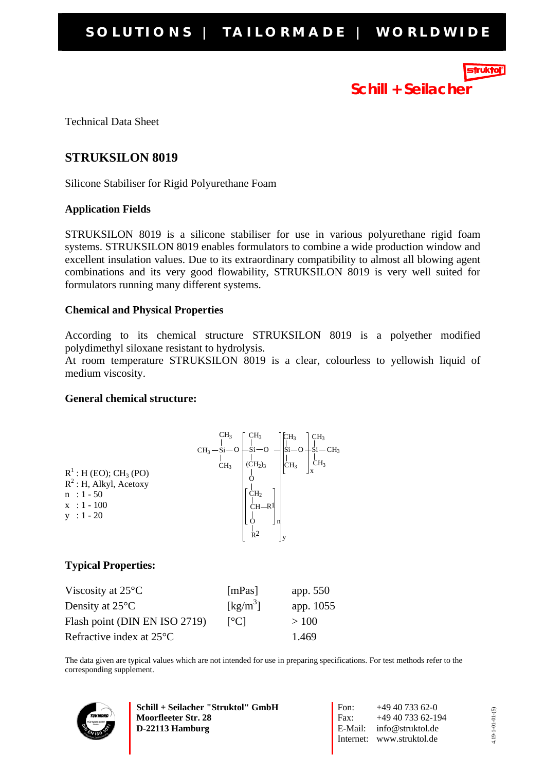SOLUTIONS | TAILORMADE | WORLDWIDE

struktol

Schill + Seilacher

Technical Data Sheet

## STRUKSILON 8019

Silicone Stabiliser for Rigid Polyurethane Foam

### Application Fields

STRUKSILON 8019 is a silicone stabiliser for use in various polyurethane rigid foam systems. STRUKSILON 8019 enables formulators to combine a wide production window and excellent insulation values. Due to its extraordinary compatibility to almost all blowing agent combinations and its very good flowability, STRUKSILON 8019 is very well suited for formulators running many different systems.

### Chemical and Physical Properties

According to its chemical structure STRUKSILON 8019 is a polyether modified polydimethyl siloxane resistant to hydrolysis.
At room temperature STRUKSILON 8019 is a clear, colourless to yellowish liquid of medium viscosity.

### General chemical structure:

$R^1$ : H (EO); $CH_3$ (PO)
$R^2$ : H, Alkyl, Acetoxy
n : 1 - 50
x : 1 - 100
y : 1 - 20

$$CH_3-\underset{CH_3}{\overset{CH_3}{Si}}-O-\left[\underset{\underset{O}{|}}{\overset{CH_3}{\underset{(CH_2)_3}{Si}}}-O-\right]_y\left[\underset{CH_3}{\overset{CH_3}{Si}}-O-\right]_x\underset{CH_3}{\overset{CH_3}{Si}}-CH_3$$

with side chain on the y-unit: $-(CH_2)_3-O-[CH_2-CH(R^1)-O]_n-R^2$

### Typical Properties:

| | | |
|---|---|---|
| Viscosity at 25°C | [mPas] | app. 550 |
| Density at 25°C | [kg/m$^3$] | app. 1055 |
| Flash point (DIN EN ISO 2719) | [°C] | > 100 |
| Refractive index at 25°C | | 1.469 |

The data given are typical values which are not intended for use in preparing specifications. For test methods refer to the corresponding supplement.

**Schill + Seilacher "Struktol" GmbH**
**Moorfleeter Str. 28**
**D-22113 Hamburg**

Fon: +49 40 733 62-0
Fax: +49 40 733 62-194
E-Mail: info@struktol.de
Internet: www.struktol.de

4.19-1-01-01-(5)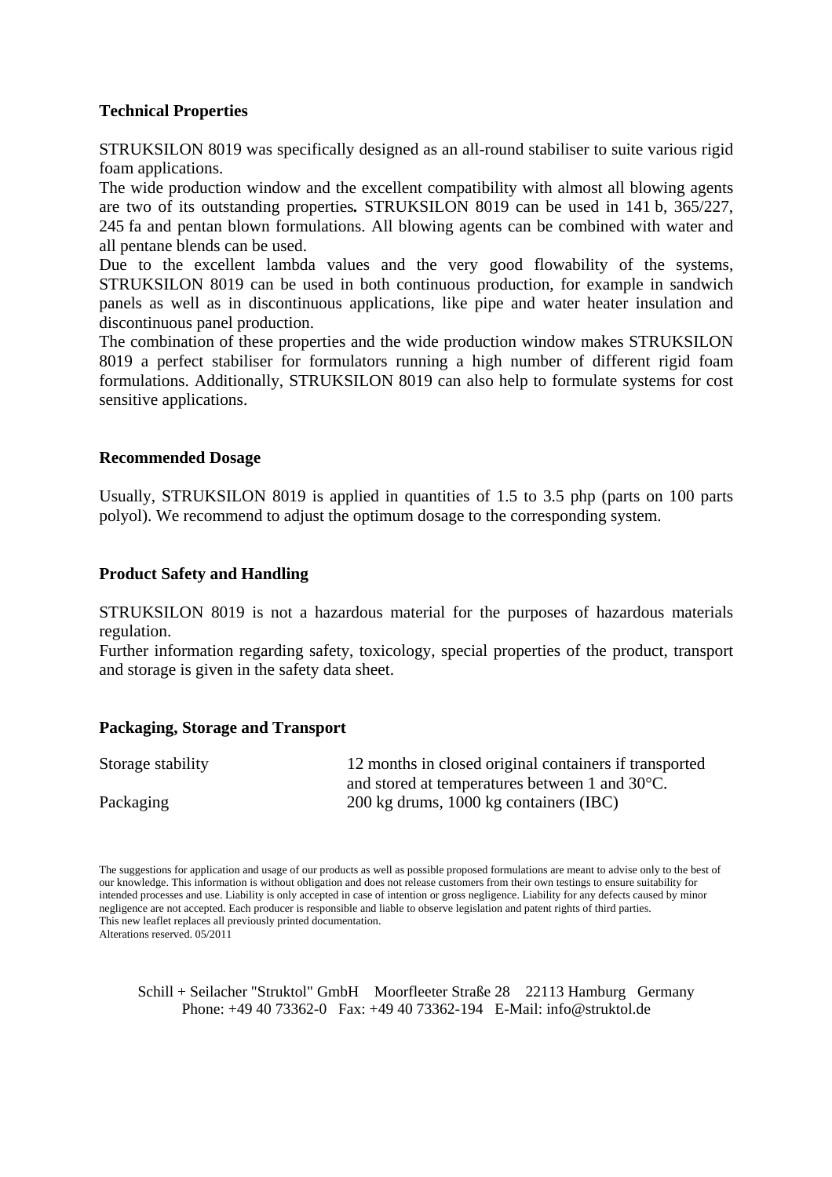**Technical Properties**

STRUKSILON 8019 was specifically designed as an all-round stabiliser to suite various rigid foam applications.
The wide production window and the excellent compatibility with almost all blowing agents are two of its outstanding properties**.** STRUKSILON 8019 can be used in 141 b, 365/227, 245 fa and pentan blown formulations. All blowing agents can be combined with water and all pentane blends can be used.
Due to the excellent lambda values and the very good flowability of the systems, STRUKSILON 8019 can be used in both continuous production, for example in sandwich panels as well as in discontinuous applications, like pipe and water heater insulation and discontinuous panel production.
The combination of these properties and the wide production window makes STRUKSILON 8019 a perfect stabiliser for formulators running a high number of different rigid foam formulations. Additionally, STRUKSILON 8019 can also help to formulate systems for cost sensitive applications.

**Recommended Dosage**

Usually, STRUKSILON 8019 is applied in quantities of 1.5 to 3.5 php (parts on 100 parts polyol). We recommend to adjust the optimum dosage to the corresponding system.

**Product Safety and Handling**

STRUKSILON 8019 is not a hazardous material for the purposes of hazardous materials regulation.
Further information regarding safety, toxicology, special properties of the product, transport and storage is given in the safety data sheet.

**Packaging, Storage and Transport**

| | |
|---|---|
| Storage stability | 12 months in closed original containers if transported and stored at temperatures between 1 and 30°C. |
| Packaging | 200 kg drums, 1000 kg containers (IBC) |

The suggestions for application and usage of our products as well as possible proposed formulations are meant to advise only to the best of our knowledge. This information is without obligation and does not release customers from their own testings to ensure suitability for intended processes and use. Liability is only accepted in case of intention or gross negligence. Liability for any defects caused by minor negligence are not accepted. Each producer is responsible and liable to observe legislation and patent rights of third parties.
This new leaflet replaces all previously printed documentation.
Alterations reserved. 05/2011

Schill + Seilacher "Struktol" GmbH Moorfleeter Straße 28 22113 Hamburg Germany
Phone: +49 40 73362-0 Fax: +49 40 73362-194 E-Mail: info@struktol.de